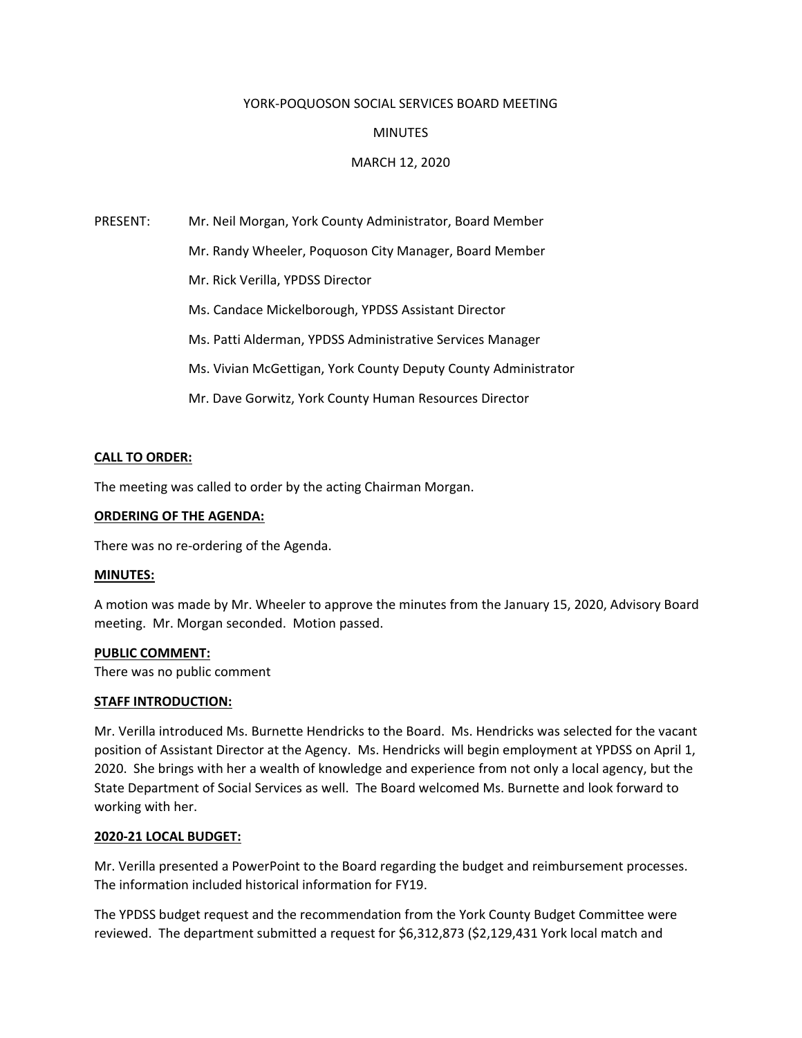YORK-POQUOSON SOCIAL SERVICES BOARD MEETING

MINUTES

MARCH 12, 2020

PRESENT: Mr. Neil Morgan, York County Administrator, Board Member

Mr. Randy Wheeler, Poquoson City Manager, Board Member

Mr. Rick Verilla, YPDSS Director

Ms. Candace Mickelborough, YPDSS Assistant Director

Ms. Patti Alderman, YPDSS Administrative Services Manager

Ms. Vivian McGettigan, York County Deputy County Administrator

Mr. Dave Gorwitz, York County Human Resources Director

**CALL TO ORDER:**

The meeting was called to order by the acting Chairman Morgan.

**ORDERING OF THE AGENDA:**

There was no re-ordering of the Agenda.

**MINUTES:**

A motion was made by Mr. Wheeler to approve the minutes from the January 15, 2020, Advisory Board meeting. Mr. Morgan seconded. Motion passed.

**PUBLIC COMMENT:**

There was no public comment

**STAFF INTRODUCTION:**

Mr. Verilla introduced Ms. Burnette Hendricks to the Board. Ms. Hendricks was selected for the vacant position of Assistant Director at the Agency. Ms. Hendricks will begin employment at YPDSS on April 1, 2020. She brings with her a wealth of knowledge and experience from not only a local agency, but the State Department of Social Services as well. The Board welcomed Ms. Burnette and look forward to working with her.

**2020-21 LOCAL BUDGET:**

Mr. Verilla presented a PowerPoint to the Board regarding the budget and reimbursement processes. The information included historical information for FY19.

The YPDSS budget request and the recommendation from the York County Budget Committee were reviewed. The department submitted a request for $6,312,873 ($2,129,431 York local match and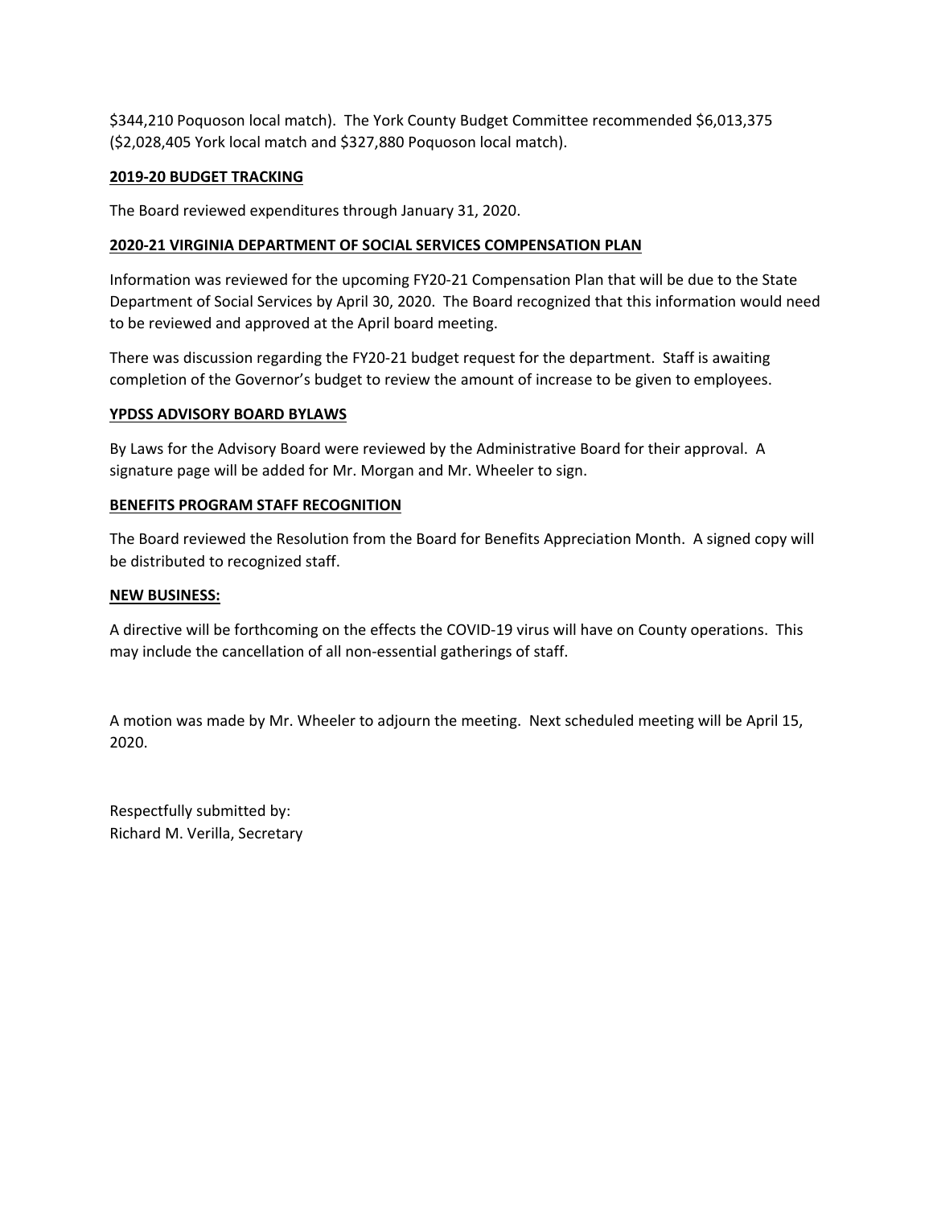$344,210 Poquoson local match). The York County Budget Committee recommended $6,013,375 ($2,028,405 York local match and $327,880 Poquoson local match).

**2019-20 BUDGET TRACKING**

The Board reviewed expenditures through January 31, 2020.

**2020-21 VIRGINIA DEPARTMENT OF SOCIAL SERVICES COMPENSATION PLAN**

Information was reviewed for the upcoming FY20-21 Compensation Plan that will be due to the State Department of Social Services by April 30, 2020. The Board recognized that this information would need to be reviewed and approved at the April board meeting.

There was discussion regarding the FY20-21 budget request for the department. Staff is awaiting completion of the Governor's budget to review the amount of increase to be given to employees.

**YPDSS ADVISORY BOARD BYLAWS**

By Laws for the Advisory Board were reviewed by the Administrative Board for their approval. A signature page will be added for Mr. Morgan and Mr. Wheeler to sign.

**BENEFITS PROGRAM STAFF RECOGNITION**

The Board reviewed the Resolution from the Board for Benefits Appreciation Month. A signed copy will be distributed to recognized staff.

**NEW BUSINESS:**

A directive will be forthcoming on the effects the COVID-19 virus will have on County operations. This may include the cancellation of all non-essential gatherings of staff.

A motion was made by Mr. Wheeler to adjourn the meeting. Next scheduled meeting will be April 15, 2020.

Respectfully submitted by:
Richard M. Verilla, Secretary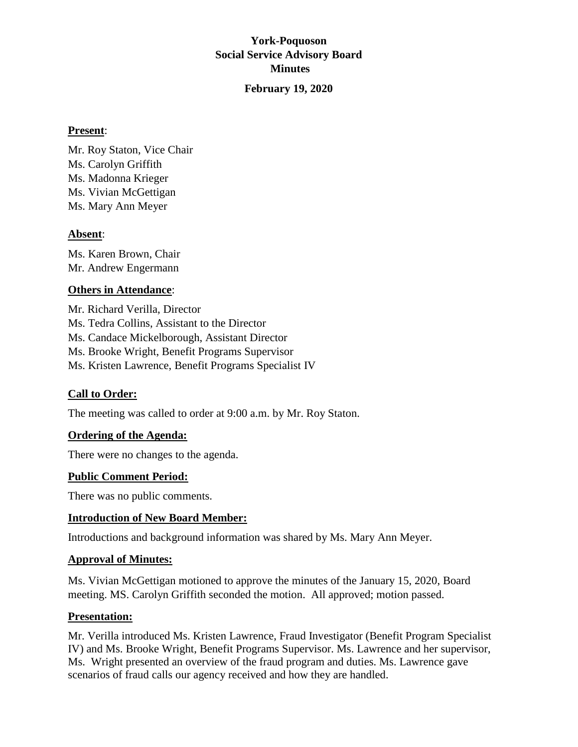# York-Poquoson
## Social Service Advisory Board
## Minutes

**February 19, 2020**

**Present**:

Mr. Roy Staton, Vice Chair
Ms. Carolyn Griffith
Ms. Madonna Krieger
Ms. Vivian McGettigan
Ms. Mary Ann Meyer

**Absent**:

Ms. Karen Brown, Chair
Mr. Andrew Engermann

**Others in Attendance**:

Mr. Richard Verilla, Director
Ms. Tedra Collins, Assistant to the Director
Ms. Candace Mickelborough, Assistant Director
Ms. Brooke Wright, Benefit Programs Supervisor
Ms. Kristen Lawrence, Benefit Programs Specialist IV

**Call to Order:**

The meeting was called to order at 9:00 a.m. by Mr. Roy Staton.

**Ordering of the Agenda:**

There were no changes to the agenda.

**Public Comment Period:**

There was no public comments.

**Introduction of New Board Member:**

Introductions and background information was shared by Ms. Mary Ann Meyer.

**Approval of Minutes:**

Ms. Vivian McGettigan motioned to approve the minutes of the January 15, 2020, Board meeting. MS. Carolyn Griffith seconded the motion. All approved; motion passed.

**Presentation:**

Mr. Verilla introduced Ms. Kristen Lawrence, Fraud Investigator (Benefit Program Specialist IV) and Ms. Brooke Wright, Benefit Programs Supervisor. Ms. Lawrence and her supervisor, Ms. Wright presented an overview of the fraud program and duties. Ms. Lawrence gave scenarios of fraud calls our agency received and how they are handled.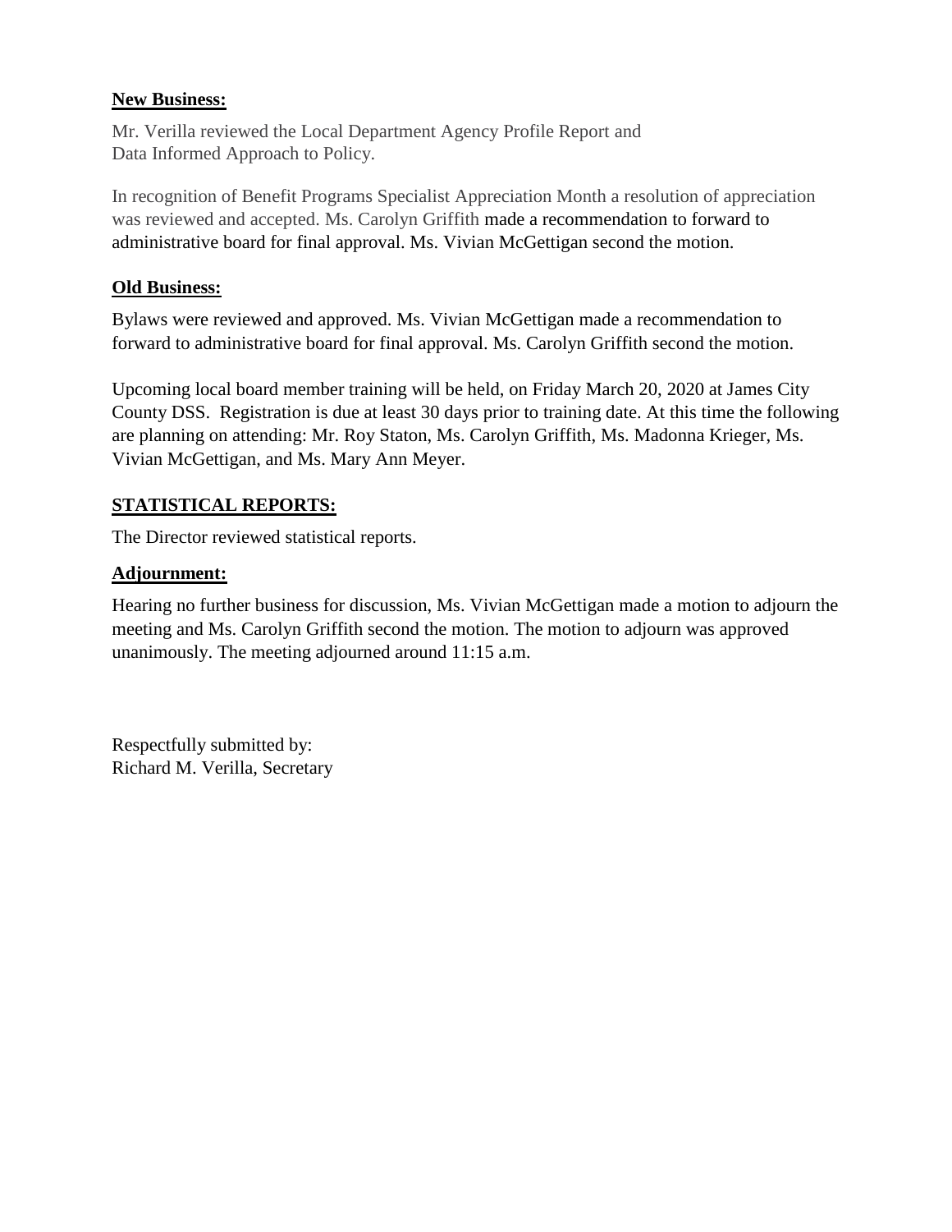**New Business:**

Mr. Verilla reviewed the Local Department Agency Profile Report and Data Informed Approach to Policy.

In recognition of Benefit Programs Specialist Appreciation Month a resolution of appreciation was reviewed and accepted. Ms. Carolyn Griffith made a recommendation to forward to administrative board for final approval. Ms. Vivian McGettigan second the motion.

**Old Business:**

Bylaws were reviewed and approved. Ms. Vivian McGettigan made a recommendation to forward to administrative board for final approval. Ms. Carolyn Griffith second the motion.

Upcoming local board member training will be held, on Friday March 20, 2020 at James City County DSS. Registration is due at least 30 days prior to training date. At this time the following are planning on attending: Mr. Roy Staton, Ms. Carolyn Griffith, Ms. Madonna Krieger, Ms. Vivian McGettigan, and Ms. Mary Ann Meyer.

**STATISTICAL REPORTS:**

The Director reviewed statistical reports.

**Adjournment:**

Hearing no further business for discussion, Ms. Vivian McGettigan made a motion to adjourn the meeting and Ms. Carolyn Griffith second the motion. The motion to adjourn was approved unanimously. The meeting adjourned around 11:15 a.m.

Respectfully submitted by:
Richard M. Verilla, Secretary